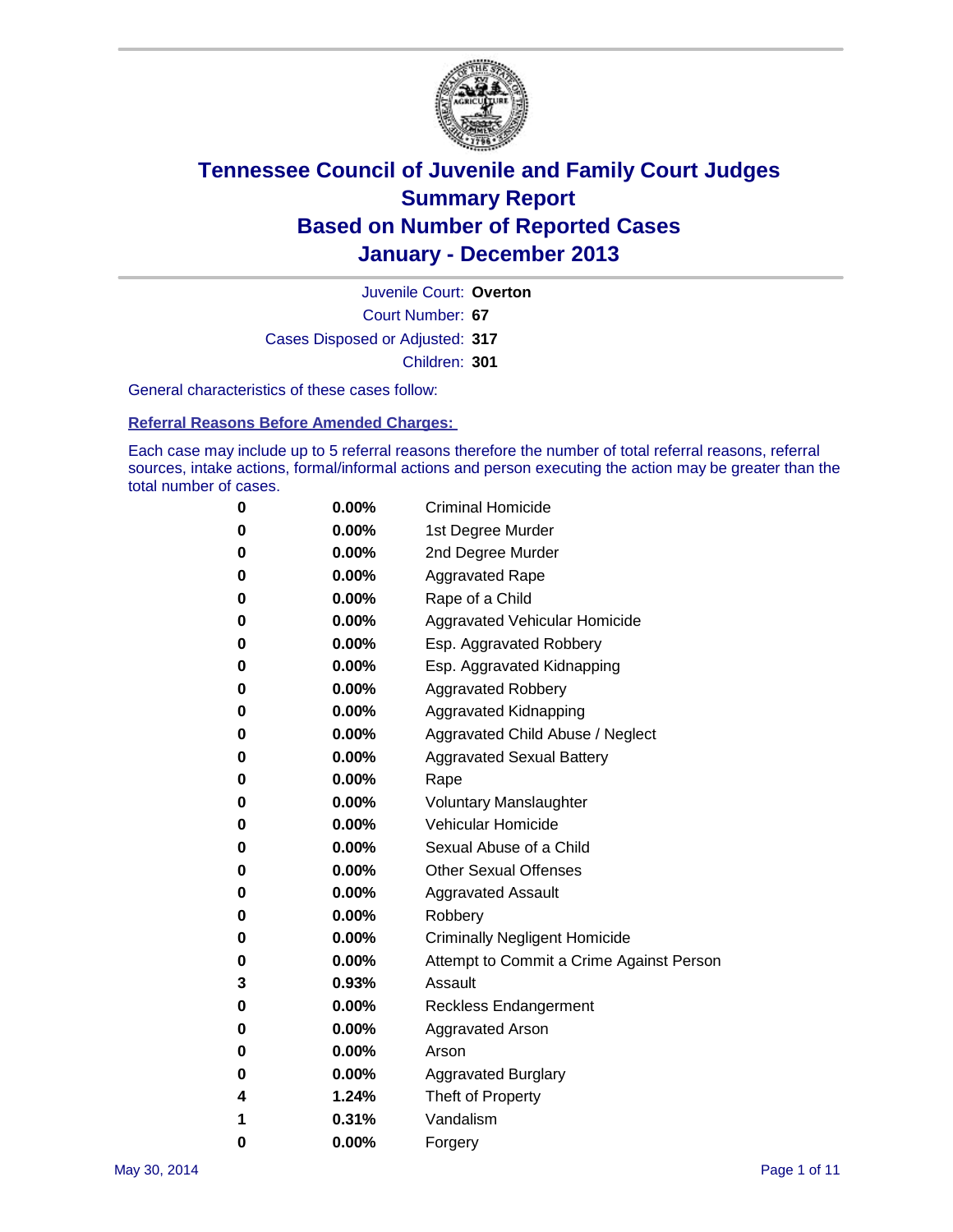# Tennessee Council of Juvenile and Family Court Judges
# Summary Report
# Based on Number of Reported Cases
# January - December 2013

Juvenile Court: **Overton**

Court Number: **67**

Cases Disposed or Adjusted: **317**

Children: **301**

General characteristics of these cases follow:

**Referral Reasons Before Amended Charges:**

Each case may include up to 5 referral reasons therefore the number of total referral reasons, referral sources, intake actions, formal/informal actions and person executing the action may be greater than the total number of cases.

| | | |
|---|---|---|
| 0 | 0.00% | Criminal Homicide |
| 0 | 0.00% | 1st Degree Murder |
| 0 | 0.00% | 2nd Degree Murder |
| 0 | 0.00% | Aggravated Rape |
| 0 | 0.00% | Rape of a Child |
| 0 | 0.00% | Aggravated Vehicular Homicide |
| 0 | 0.00% | Esp. Aggravated Robbery |
| 0 | 0.00% | Esp. Aggravated Kidnapping |
| 0 | 0.00% | Aggravated Robbery |
| 0 | 0.00% | Aggravated Kidnapping |
| 0 | 0.00% | Aggravated Child Abuse / Neglect |
| 0 | 0.00% | Aggravated Sexual Battery |
| 0 | 0.00% | Rape |
| 0 | 0.00% | Voluntary Manslaughter |
| 0 | 0.00% | Vehicular Homicide |
| 0 | 0.00% | Sexual Abuse of a Child |
| 0 | 0.00% | Other Sexual Offenses |
| 0 | 0.00% | Aggravated Assault |
| 0 | 0.00% | Robbery |
| 0 | 0.00% | Criminally Negligent Homicide |
| 0 | 0.00% | Attempt to Commit a Crime Against Person |
| 3 | 0.93% | Assault |
| 0 | 0.00% | Reckless Endangerment |
| 0 | 0.00% | Aggravated Arson |
| 0 | 0.00% | Arson |
| 0 | 0.00% | Aggravated Burglary |
| 4 | 1.24% | Theft of Property |
| 1 | 0.31% | Vandalism |
| 0 | 0.00% | Forgery |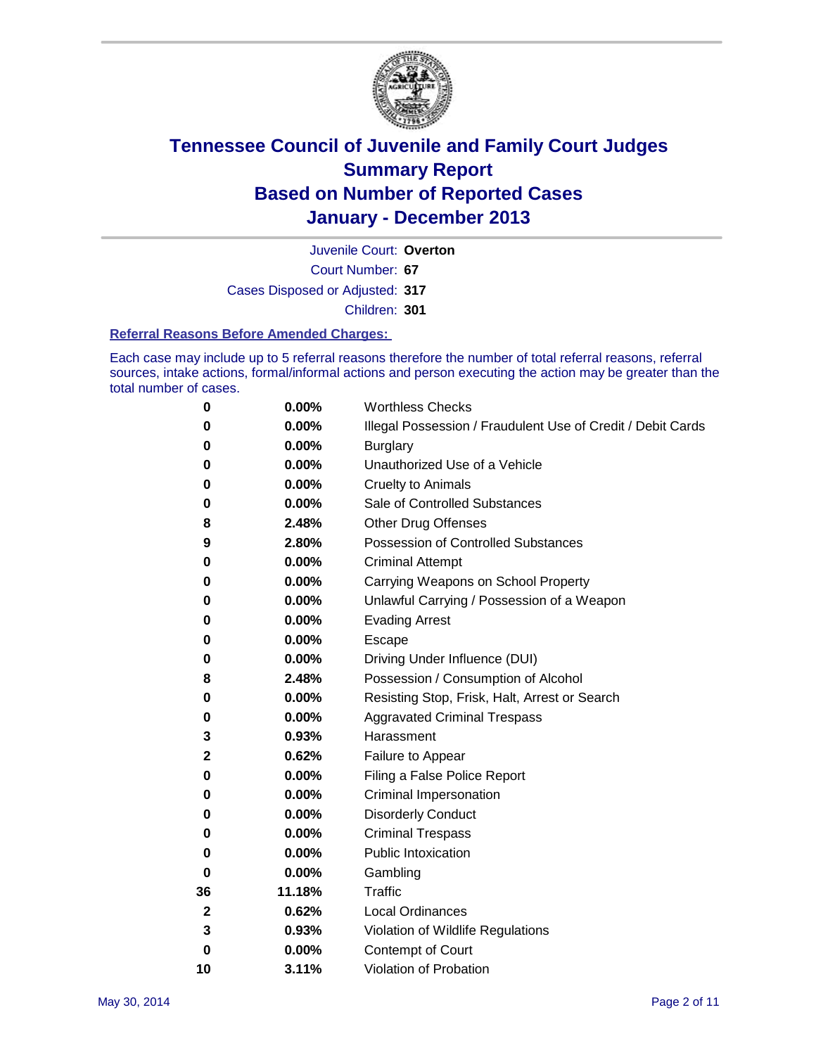# Tennessee Council of Juvenile and Family Court Judges
# Summary Report
# Based on Number of Reported Cases
# January - December 2013

Juvenile Court: **Overton**

Court Number: **67**

Cases Disposed or Adjusted: **317**

Children: **301**

### Referral Reasons Before Amended Charges:

Each case may include up to 5 referral reasons therefore the number of total referral reasons, referral sources, intake actions, formal/informal actions and person executing the action may be greater than the total number of cases.

| | | |
|---|---|---|
| 0 | 0.00% | Worthless Checks |
| 0 | 0.00% | Illegal Possession / Fraudulent Use of Credit / Debit Cards |
| 0 | 0.00% | Burglary |
| 0 | 0.00% | Unauthorized Use of a Vehicle |
| 0 | 0.00% | Cruelty to Animals |
| 0 | 0.00% | Sale of Controlled Substances |
| 8 | 2.48% | Other Drug Offenses |
| 9 | 2.80% | Possession of Controlled Substances |
| 0 | 0.00% | Criminal Attempt |
| 0 | 0.00% | Carrying Weapons on School Property |
| 0 | 0.00% | Unlawful Carrying / Possession of a Weapon |
| 0 | 0.00% | Evading Arrest |
| 0 | 0.00% | Escape |
| 0 | 0.00% | Driving Under Influence (DUI) |
| 8 | 2.48% | Possession / Consumption of Alcohol |
| 0 | 0.00% | Resisting Stop, Frisk, Halt, Arrest or Search |
| 0 | 0.00% | Aggravated Criminal Trespass |
| 3 | 0.93% | Harassment |
| 2 | 0.62% | Failure to Appear |
| 0 | 0.00% | Filing a False Police Report |
| 0 | 0.00% | Criminal Impersonation |
| 0 | 0.00% | Disorderly Conduct |
| 0 | 0.00% | Criminal Trespass |
| 0 | 0.00% | Public Intoxication |
| 0 | 0.00% | Gambling |
| 36 | 11.18% | Traffic |
| 2 | 0.62% | Local Ordinances |
| 3 | 0.93% | Violation of Wildlife Regulations |
| 0 | 0.00% | Contempt of Court |
| 10 | 3.11% | Violation of Probation |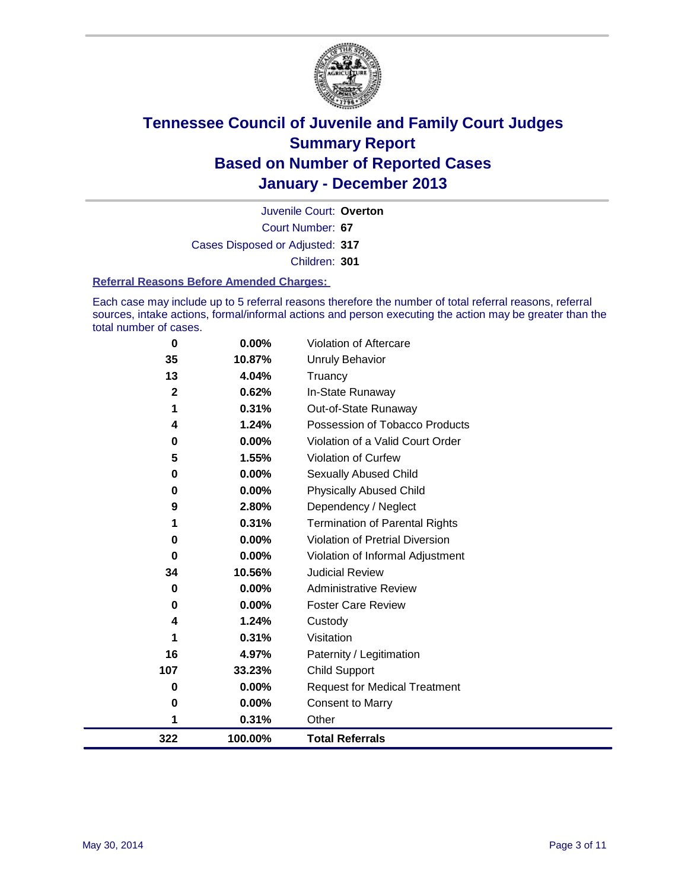# Tennessee Council of Juvenile and Family Court Judges
## Summary Report
## Based on Number of Reported Cases
## January - December 2013

Juvenile Court: **Overton**

Court Number: **67**

Cases Disposed or Adjusted: **317**

Children: **301**

### Referral Reasons Before Amended Charges:

Each case may include up to 5 referral reasons therefore the number of total referral reasons, referral sources, intake actions, formal/informal actions and person executing the action may be greater than the total number of cases.

| Count | Percent | Referral Reason |
|---|---|---|
| 0 | 0.00% | Violation of Aftercare |
| 35 | 10.87% | Unruly Behavior |
| 13 | 4.04% | Truancy |
| 2 | 0.62% | In-State Runaway |
| 1 | 0.31% | Out-of-State Runaway |
| 4 | 1.24% | Possession of Tobacco Products |
| 0 | 0.00% | Violation of a Valid Court Order |
| 5 | 1.55% | Violation of Curfew |
| 0 | 0.00% | Sexually Abused Child |
| 0 | 0.00% | Physically Abused Child |
| 9 | 2.80% | Dependency / Neglect |
| 1 | 0.31% | Termination of Parental Rights |
| 0 | 0.00% | Violation of Pretrial Diversion |
| 0 | 0.00% | Violation of Informal Adjustment |
| 34 | 10.56% | Judicial Review |
| 0 | 0.00% | Administrative Review |
| 0 | 0.00% | Foster Care Review |
| 4 | 1.24% | Custody |
| 1 | 0.31% | Visitation |
| 16 | 4.97% | Paternity / Legitimation |
| 107 | 33.23% | Child Support |
| 0 | 0.00% | Request for Medical Treatment |
| 0 | 0.00% | Consent to Marry |
| 1 | 0.31% | Other |
| **322** | **100.00%** | **Total Referrals** |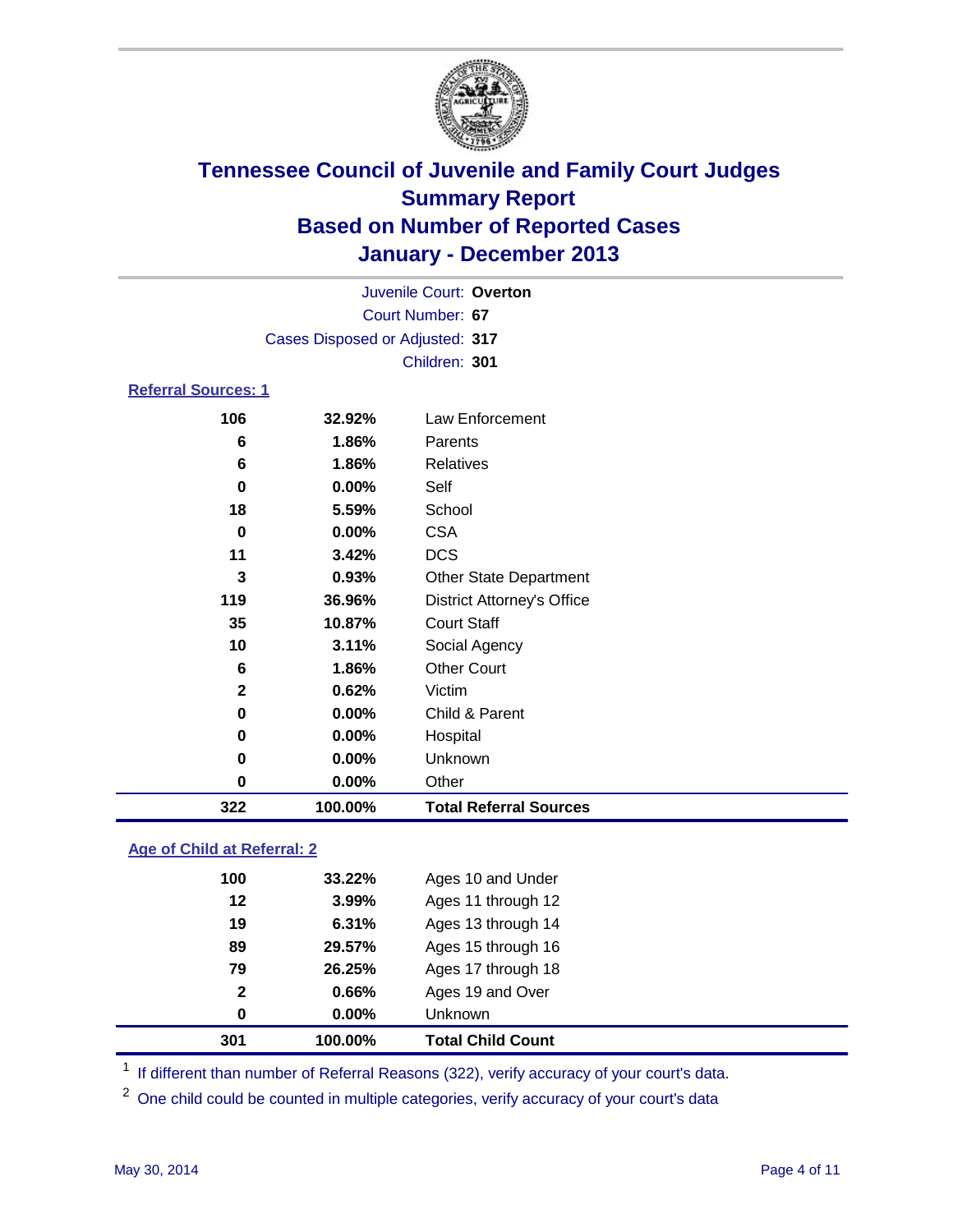# Tennessee Council of Juvenile and Family Court Judges
## Summary Report
## Based on Number of Reported Cases
## January - December 2013

Juvenile Court: **Overton**
Court Number: **67**
Cases Disposed or Adjusted: **317**
Children: **301**

### Referral Sources: 1

| | | |
|---|---|---|
| 106 | 32.92% | Law Enforcement |
| 6 | 1.86% | Parents |
| 6 | 1.86% | Relatives |
| 0 | 0.00% | Self |
| 18 | 5.59% | School |
| 0 | 0.00% | CSA |
| 11 | 3.42% | DCS |
| 3 | 0.93% | Other State Department |
| 119 | 36.96% | District Attorney's Office |
| 35 | 10.87% | Court Staff |
| 10 | 3.11% | Social Agency |
| 6 | 1.86% | Other Court |
| 2 | 0.62% | Victim |
| 0 | 0.00% | Child & Parent |
| 0 | 0.00% | Hospital |
| 0 | 0.00% | Unknown |
| 0 | 0.00% | Other |
| **322** | **100.00%** | **Total Referral Sources** |

### Age of Child at Referral: 2

| | | |
|---|---|---|
| 100 | 33.22% | Ages 10 and Under |
| 12 | 3.99% | Ages 11 through 12 |
| 19 | 6.31% | Ages 13 through 14 |
| 89 | 29.57% | Ages 15 through 16 |
| 79 | 26.25% | Ages 17 through 18 |
| 2 | 0.66% | Ages 19 and Over |
| 0 | 0.00% | Unknown |
| **301** | **100.00%** | **Total Child Count** |

[1] If different than number of Referral Reasons (322), verify accuracy of your court's data.

[2] One child could be counted in multiple categories, verify accuracy of your court's data

May 30, 2014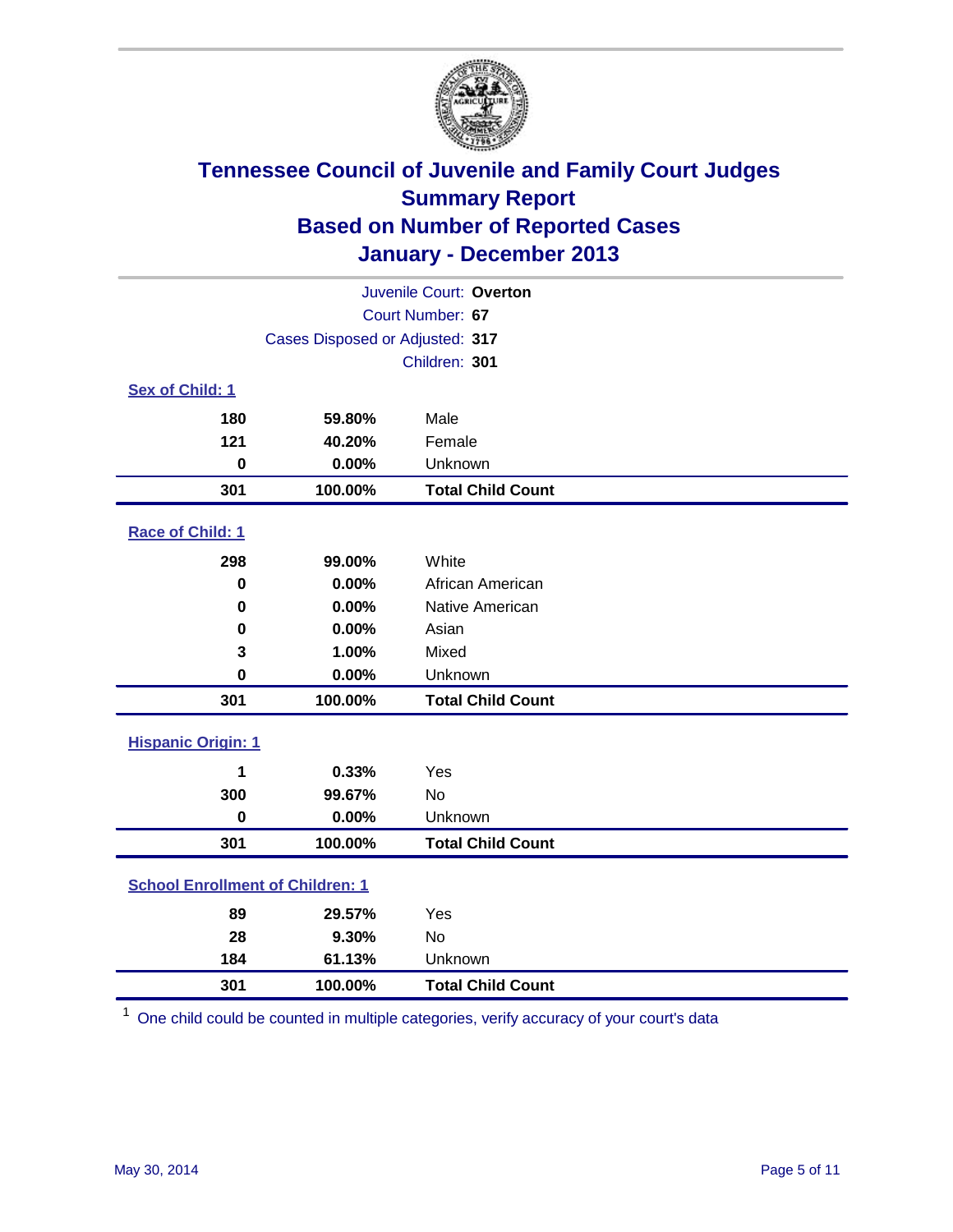# Tennessee Council of Juvenile and Family Court Judges
## Summary Report
## Based on Number of Reported Cases
## January - December 2013

Juvenile Court: **Overton**
Court Number: **67**
Cases Disposed or Adjusted: **317**
Children: **301**

### Sex of Child: 1

| Count | Percent | Category |
|---|---|---|
| 180 | 59.80% | Male |
| 121 | 40.20% | Female |
| 0 | 0.00% | Unknown |
| **301** | **100.00%** | **Total Child Count** |

### Race of Child: 1

| Count | Percent | Category |
|---|---|---|
| 298 | 99.00% | White |
| 0 | 0.00% | African American |
| 0 | 0.00% | Native American |
| 0 | 0.00% | Asian |
| 3 | 1.00% | Mixed |
| 0 | 0.00% | Unknown |
| **301** | **100.00%** | **Total Child Count** |

### Hispanic Origin: 1

| Count | Percent | Category |
|---|---|---|
| 1 | 0.33% | Yes |
| 300 | 99.67% | No |
| 0 | 0.00% | Unknown |
| **301** | **100.00%** | **Total Child Count** |

### School Enrollment of Children: 1

| Count | Percent | Category |
|---|---|---|
| 89 | 29.57% | Yes |
| 28 | 9.30% | No |
| 184 | 61.13% | Unknown |
| **301** | **100.00%** | **Total Child Count** |

[1] One child could be counted in multiple categories, verify accuracy of your court's data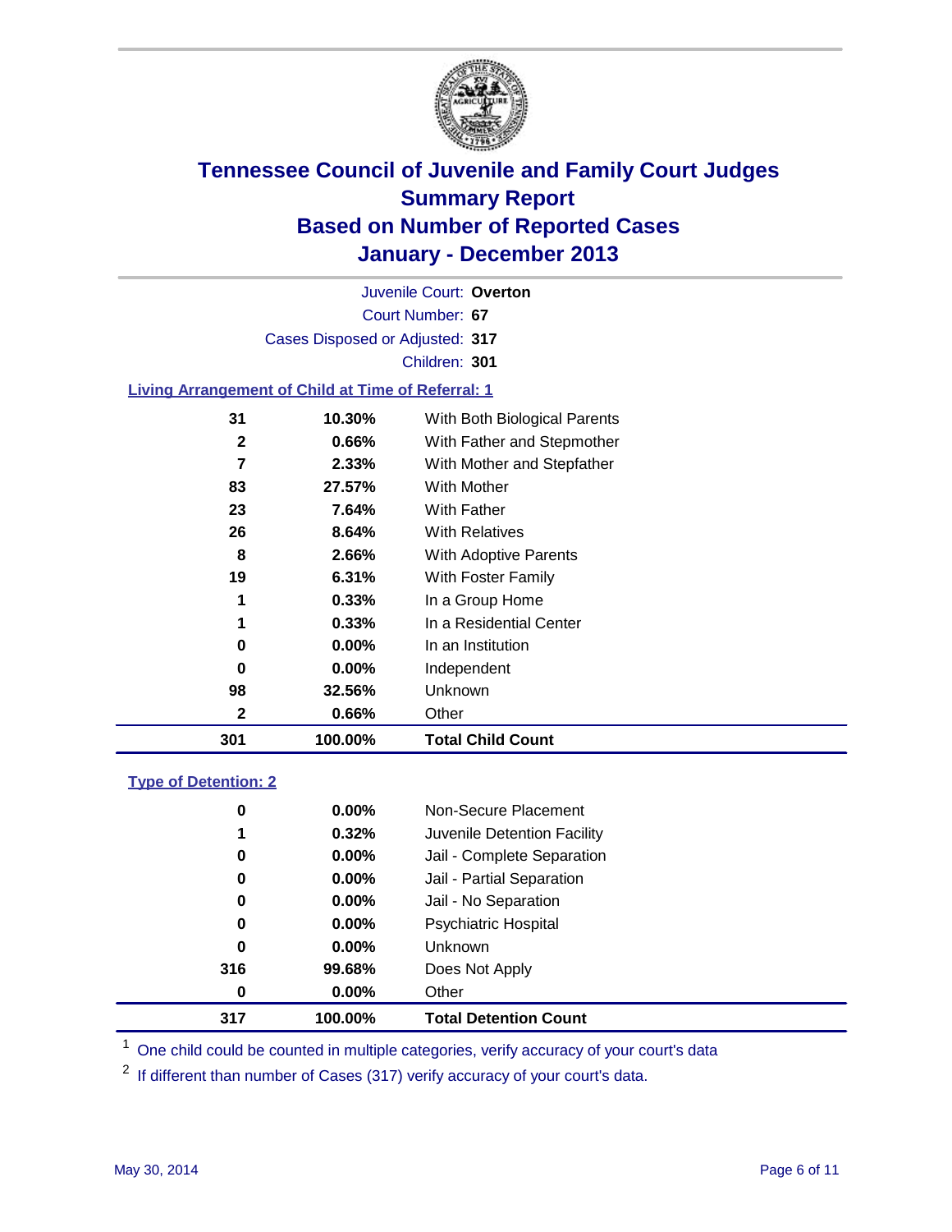# Tennessee Council of Juvenile and Family Court Judges
## Summary Report
## Based on Number of Reported Cases
## January - December 2013

Juvenile Court: **Overton**

Court Number: **67**

Cases Disposed or Adjusted: **317**

Children: **301**

### Living Arrangement of Child at Time of Referral: 1

| | | |
|---|---|---|
| 31 | 10.30% | With Both Biological Parents |
| 2 | 0.66% | With Father and Stepmother |
| 7 | 2.33% | With Mother and Stepfather |
| 83 | 27.57% | With Mother |
| 23 | 7.64% | With Father |
| 26 | 8.64% | With Relatives |
| 8 | 2.66% | With Adoptive Parents |
| 19 | 6.31% | With Foster Family |
| 1 | 0.33% | In a Group Home |
| 1 | 0.33% | In a Residential Center |
| 0 | 0.00% | In an Institution |
| 0 | 0.00% | Independent |
| 98 | 32.56% | Unknown |
| 2 | 0.66% | Other |
| **301** | **100.00%** | **Total Child Count** |

### Type of Detention: 2

| | | |
|---|---|---|
| 0 | 0.00% | Non-Secure Placement |
| 1 | 0.32% | Juvenile Detention Facility |
| 0 | 0.00% | Jail - Complete Separation |
| 0 | 0.00% | Jail - Partial Separation |
| 0 | 0.00% | Jail - No Separation |
| 0 | 0.00% | Psychiatric Hospital |
| 0 | 0.00% | Unknown |
| 316 | 99.68% | Does Not Apply |
| 0 | 0.00% | Other |
| **317** | **100.00%** | **Total Detention Count** |

[1] One child could be counted in multiple categories, verify accuracy of your court's data

[2] If different than number of Cases (317) verify accuracy of your court's data.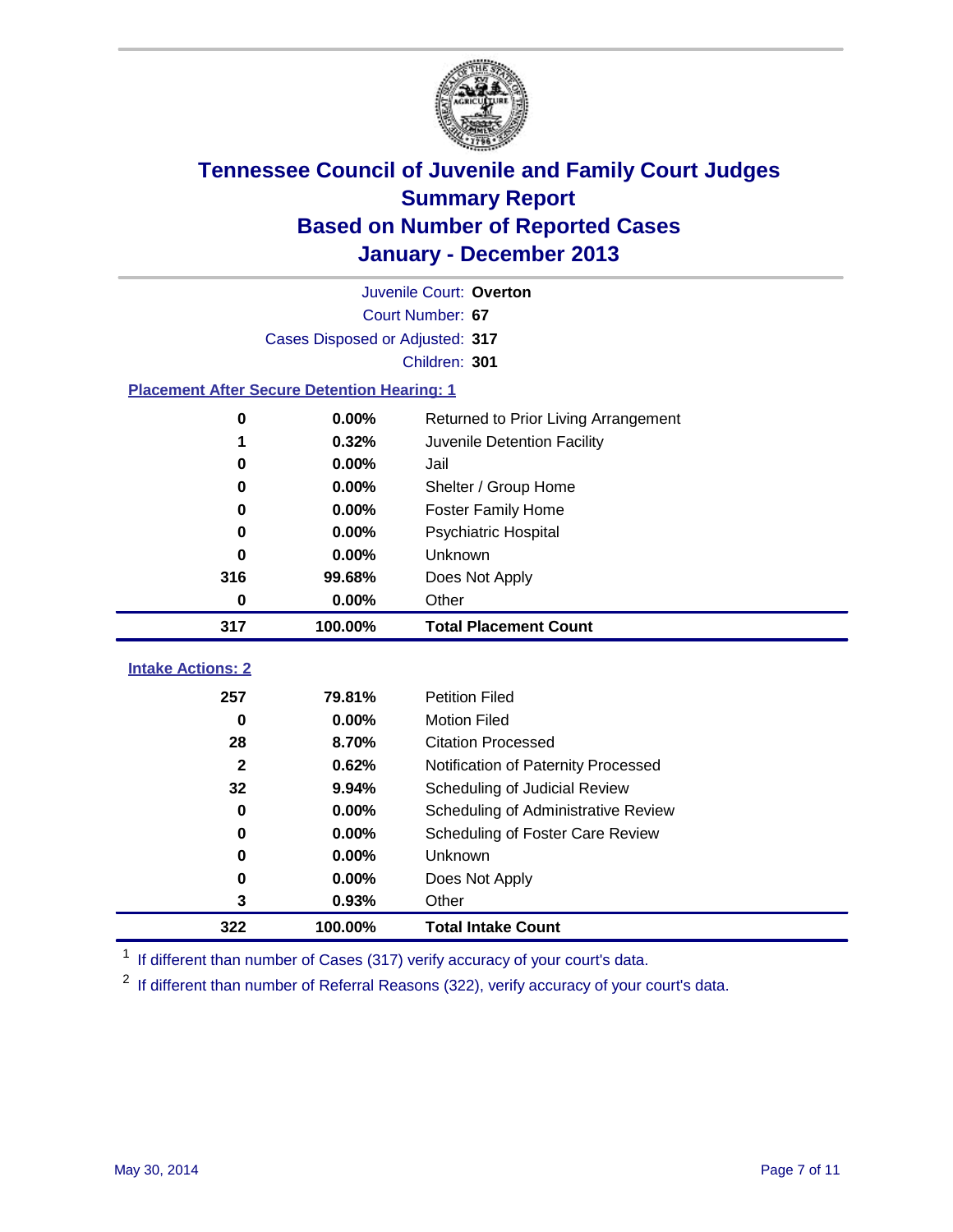# Tennessee Council of Juvenile and Family Court Judges
## Summary Report
## Based on Number of Reported Cases
## January - December 2013

Juvenile Court: **Overton**
Court Number: **67**
Cases Disposed or Adjusted: **317**
Children: **301**

### Placement After Secure Detention Hearing: 1

| | | |
|---|---|---|
| 0 | 0.00% | Returned to Prior Living Arrangement |
| 1 | 0.32% | Juvenile Detention Facility |
| 0 | 0.00% | Jail |
| 0 | 0.00% | Shelter / Group Home |
| 0 | 0.00% | Foster Family Home |
| 0 | 0.00% | Psychiatric Hospital |
| 0 | 0.00% | Unknown |
| 316 | 99.68% | Does Not Apply |
| 0 | 0.00% | Other |
| **317** | **100.00%** | **Total Placement Count** |

### Intake Actions: 2

| | | |
|---|---|---|
| 257 | 79.81% | Petition Filed |
| 0 | 0.00% | Motion Filed |
| 28 | 8.70% | Citation Processed |
| 2 | 0.62% | Notification of Paternity Processed |
| 32 | 9.94% | Scheduling of Judicial Review |
| 0 | 0.00% | Scheduling of Administrative Review |
| 0 | 0.00% | Scheduling of Foster Care Review |
| 0 | 0.00% | Unknown |
| 0 | 0.00% | Does Not Apply |
| 3 | 0.93% | Other |
| **322** | **100.00%** | **Total Intake Count** |

[1] If different than number of Cases (317) verify accuracy of your court's data.

[2] If different than number of Referral Reasons (322), verify accuracy of your court's data.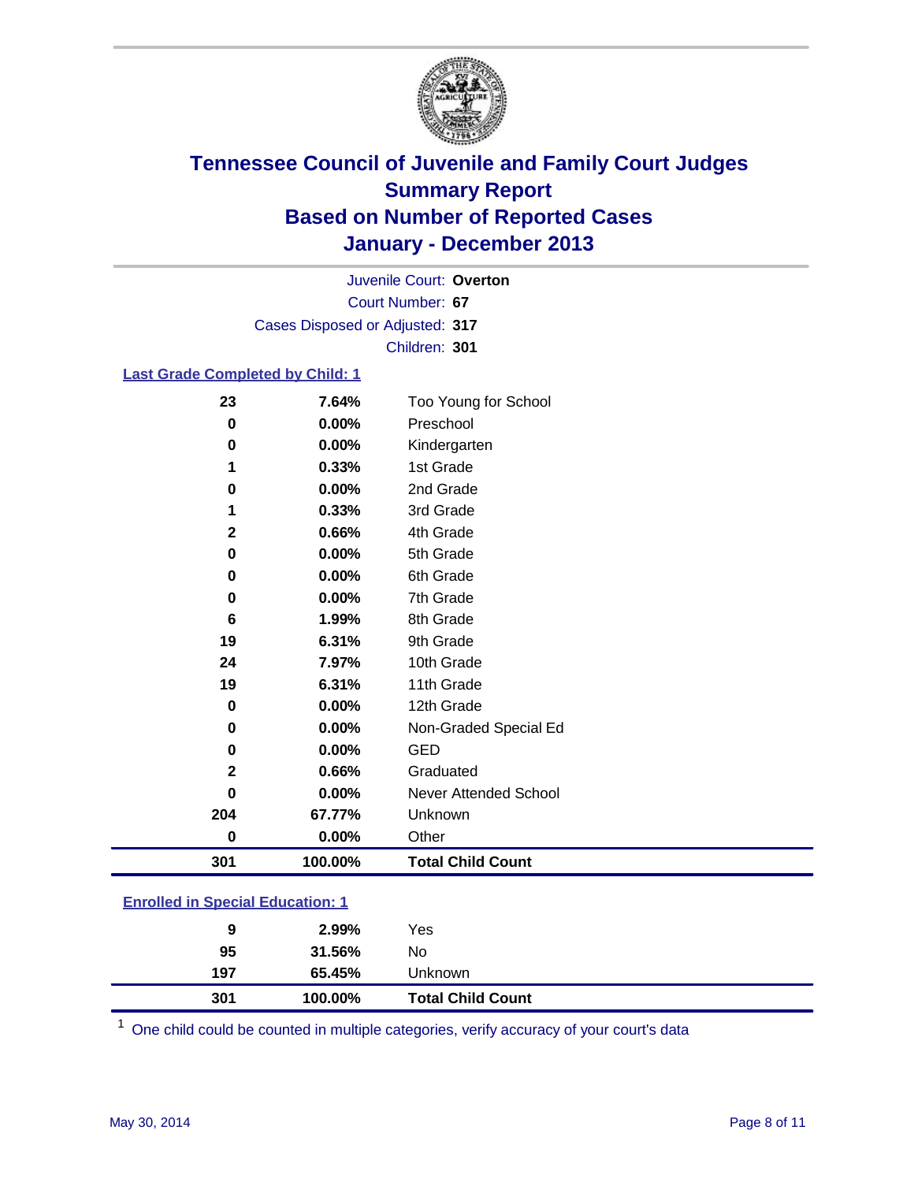# Tennessee Council of Juvenile and Family Court Judges
## Summary Report
## Based on Number of Reported Cases
## January - December 2013

Juvenile Court: **Overton**
Court Number: **67**
Cases Disposed or Adjusted: **317**
Children: **301**

### Last Grade Completed by Child: 1

| | | |
|---|---|---|
| 23 | 7.64% | Too Young for School |
| 0 | 0.00% | Preschool |
| 0 | 0.00% | Kindergarten |
| 1 | 0.33% | 1st Grade |
| 0 | 0.00% | 2nd Grade |
| 1 | 0.33% | 3rd Grade |
| 2 | 0.66% | 4th Grade |
| 0 | 0.00% | 5th Grade |
| 0 | 0.00% | 6th Grade |
| 0 | 0.00% | 7th Grade |
| 6 | 1.99% | 8th Grade |
| 19 | 6.31% | 9th Grade |
| 24 | 7.97% | 10th Grade |
| 19 | 6.31% | 11th Grade |
| 0 | 0.00% | 12th Grade |
| 0 | 0.00% | Non-Graded Special Ed |
| 0 | 0.00% | GED |
| 2 | 0.66% | Graduated |
| 0 | 0.00% | Never Attended School |
| 204 | 67.77% | Unknown |
| 0 | 0.00% | Other |
| **301** | **100.00%** | **Total Child Count** |

### Enrolled in Special Education: 1

| | | |
|---|---|---|
| 9 | 2.99% | Yes |
| 95 | 31.56% | No |
| 197 | 65.45% | Unknown |
| **301** | **100.00%** | **Total Child Count** |

[1] One child could be counted in multiple categories, verify accuracy of your court's data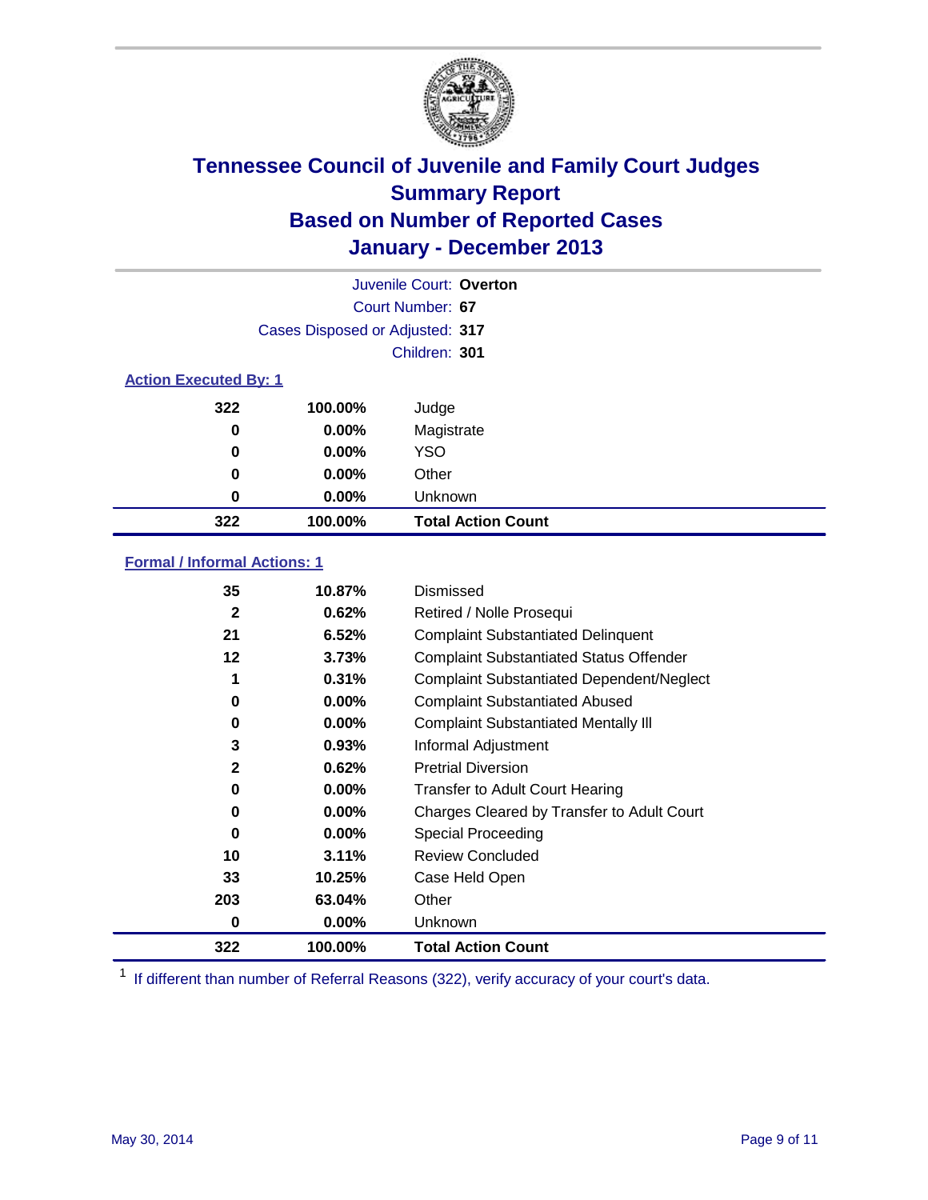# Tennessee Council of Juvenile and Family Court Judges
## Summary Report
## Based on Number of Reported Cases
## January - December 2013

Juvenile Court: **Overton**

Court Number: **67**

Cases Disposed or Adjusted: **317**

Children: **301**

### Action Executed By: 1

| | | |
|---|---|---|
| 322 | 100.00% | Judge |
| 0 | 0.00% | Magistrate |
| 0 | 0.00% | YSO |
| 0 | 0.00% | Other |
| 0 | 0.00% | Unknown |
| **322** | **100.00%** | **Total Action Count** |

### Formal / Informal Actions: 1

| | | |
|---|---|---|
| 35 | 10.87% | Dismissed |
| 2 | 0.62% | Retired / Nolle Prosequi |
| 21 | 6.52% | Complaint Substantiated Delinquent |
| 12 | 3.73% | Complaint Substantiated Status Offender |
| 1 | 0.31% | Complaint Substantiated Dependent/Neglect |
| 0 | 0.00% | Complaint Substantiated Abused |
| 0 | 0.00% | Complaint Substantiated Mentally Ill |
| 3 | 0.93% | Informal Adjustment |
| 2 | 0.62% | Pretrial Diversion |
| 0 | 0.00% | Transfer to Adult Court Hearing |
| 0 | 0.00% | Charges Cleared by Transfer to Adult Court |
| 0 | 0.00% | Special Proceeding |
| 10 | 3.11% | Review Concluded |
| 33 | 10.25% | Case Held Open |
| 203 | 63.04% | Other |
| 0 | 0.00% | Unknown |
| **322** | **100.00%** | **Total Action Count** |

[1] If different than number of Referral Reasons (322), verify accuracy of your court's data.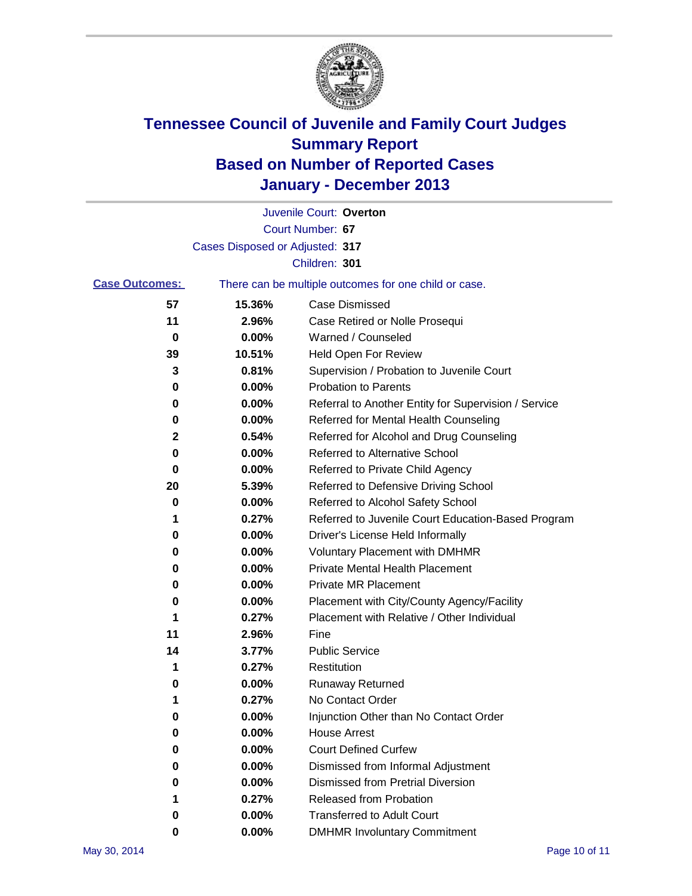# Tennessee Council of Juvenile and Family Court Judges
## Summary Report
## Based on Number of Reported Cases
## January - December 2013

Juvenile Court: **Overton**
Court Number: **67**
Cases Disposed or Adjusted: **317**
Children: **301**

**Case Outcomes:** There can be multiple outcomes for one child or case.

| Count | Percent | Outcome |
|---|---|---|
| 57 | 15.36% | Case Dismissed |
| 11 | 2.96% | Case Retired or Nolle Prosequi |
| 0 | 0.00% | Warned / Counseled |
| 39 | 10.51% | Held Open For Review |
| 3 | 0.81% | Supervision / Probation to Juvenile Court |
| 0 | 0.00% | Probation to Parents |
| 0 | 0.00% | Referral to Another Entity for Supervision / Service |
| 0 | 0.00% | Referred for Mental Health Counseling |
| 2 | 0.54% | Referred for Alcohol and Drug Counseling |
| 0 | 0.00% | Referred to Alternative School |
| 0 | 0.00% | Referred to Private Child Agency |
| 20 | 5.39% | Referred to Defensive Driving School |
| 0 | 0.00% | Referred to Alcohol Safety School |
| 1 | 0.27% | Referred to Juvenile Court Education-Based Program |
| 0 | 0.00% | Driver's License Held Informally |
| 0 | 0.00% | Voluntary Placement with DMHMR |
| 0 | 0.00% | Private Mental Health Placement |
| 0 | 0.00% | Private MR Placement |
| 0 | 0.00% | Placement with City/County Agency/Facility |
| 1 | 0.27% | Placement with Relative / Other Individual |
| 11 | 2.96% | Fine |
| 14 | 3.77% | Public Service |
| 1 | 0.27% | Restitution |
| 0 | 0.00% | Runaway Returned |
| 1 | 0.27% | No Contact Order |
| 0 | 0.00% | Injunction Other than No Contact Order |
| 0 | 0.00% | House Arrest |
| 0 | 0.00% | Court Defined Curfew |
| 0 | 0.00% | Dismissed from Informal Adjustment |
| 0 | 0.00% | Dismissed from Pretrial Diversion |
| 1 | 0.27% | Released from Probation |
| 0 | 0.00% | Transferred to Adult Court |
| 0 | 0.00% | DMHMR Involuntary Commitment |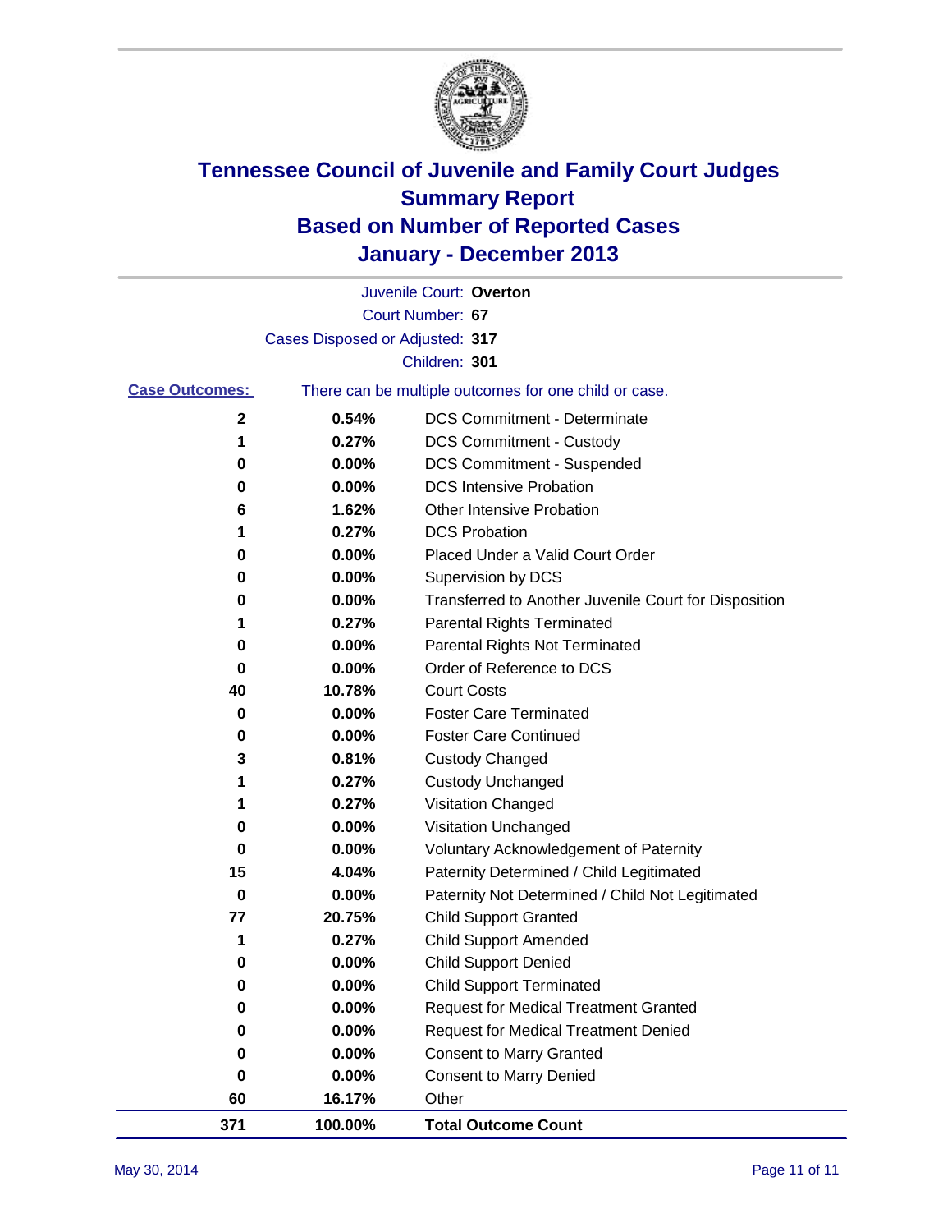# Tennessee Council of Juvenile and Family Court Judges
## Summary Report
## Based on Number of Reported Cases
## January - December 2013

Juvenile Court: **Overton**
Court Number: **67**
Cases Disposed or Adjusted: **317**
Children: **301**

**Case Outcomes:** There can be multiple outcomes for one child or case.

| | | |
|---|---|---|
| 2 | 0.54% | DCS Commitment - Determinate |
| 1 | 0.27% | DCS Commitment - Custody |
| 0 | 0.00% | DCS Commitment - Suspended |
| 0 | 0.00% | DCS Intensive Probation |
| 6 | 1.62% | Other Intensive Probation |
| 1 | 0.27% | DCS Probation |
| 0 | 0.00% | Placed Under a Valid Court Order |
| 0 | 0.00% | Supervision by DCS |
| 0 | 0.00% | Transferred to Another Juvenile Court for Disposition |
| 1 | 0.27% | Parental Rights Terminated |
| 0 | 0.00% | Parental Rights Not Terminated |
| 0 | 0.00% | Order of Reference to DCS |
| 40 | 10.78% | Court Costs |
| 0 | 0.00% | Foster Care Terminated |
| 0 | 0.00% | Foster Care Continued |
| 3 | 0.81% | Custody Changed |
| 1 | 0.27% | Custody Unchanged |
| 1 | 0.27% | Visitation Changed |
| 0 | 0.00% | Visitation Unchanged |
| 0 | 0.00% | Voluntary Acknowledgement of Paternity |
| 15 | 4.04% | Paternity Determined / Child Legitimated |
| 0 | 0.00% | Paternity Not Determined / Child Not Legitimated |
| 77 | 20.75% | Child Support Granted |
| 1 | 0.27% | Child Support Amended |
| 0 | 0.00% | Child Support Denied |
| 0 | 0.00% | Child Support Terminated |
| 0 | 0.00% | Request for Medical Treatment Granted |
| 0 | 0.00% | Request for Medical Treatment Denied |
| 0 | 0.00% | Consent to Marry Granted |
| 0 | 0.00% | Consent to Marry Denied |
| 60 | 16.17% | Other |
| **371** | **100.00%** | **Total Outcome Count** |

May 30, 2014